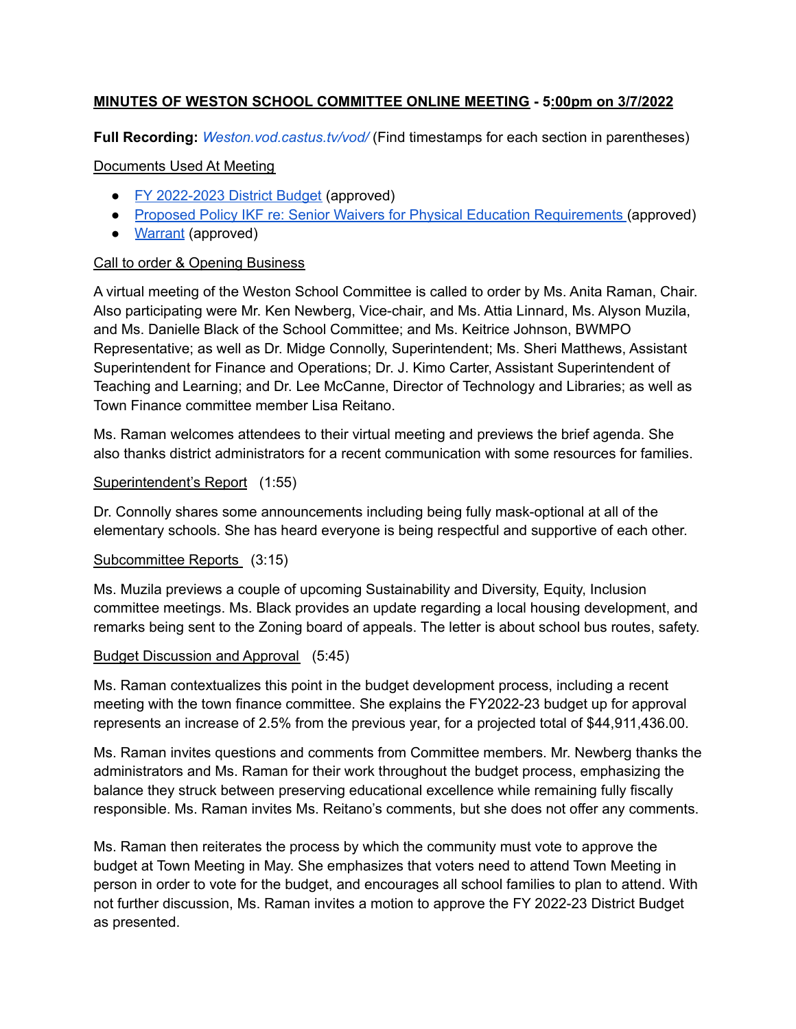**MINUTES OF WESTON SCHOOL COMMITTEE ONLINE MEETING - 5:00pm on 3/7/2022**

**Full Recording:** *Weston.vod.castus.tv/vod/* (Find timestamps for each section in parentheses)

Documents Used At Meeting

- FY 2022-2023 District Budget (approved)
- Proposed Policy IKF re: Senior Waivers for Physical Education Requirements (approved)
- Warrant (approved)

Call to order & Opening Business

A virtual meeting of the Weston School Committee is called to order by Ms. Anita Raman, Chair. Also participating were Mr. Ken Newberg, Vice-chair, and Ms. Attia Linnard, Ms. Alyson Muzila, and Ms. Danielle Black of the School Committee; and Ms. Keitrice Johnson, BWMPO Representative; as well as Dr. Midge Connolly, Superintendent; Ms. Sheri Matthews, Assistant Superintendent for Finance and Operations; Dr. J. Kimo Carter, Assistant Superintendent of Teaching and Learning; and Dr. Lee McCanne, Director of Technology and Libraries; as well as Town Finance committee member Lisa Reitano.

Ms. Raman welcomes attendees to their virtual meeting and previews the brief agenda. She also thanks district administrators for a recent communication with some resources for families.

Superintendent's Report (1:55)

Dr. Connolly shares some announcements including being fully mask-optional at all of the elementary schools. She has heard everyone is being respectful and supportive of each other.

Subcommittee Reports (3:15)

Ms. Muzila previews a couple of upcoming Sustainability and Diversity, Equity, Inclusion committee meetings. Ms. Black provides an update regarding a local housing development, and remarks being sent to the Zoning board of appeals. The letter is about school bus routes, safety.

Budget Discussion and Approval (5:45)

Ms. Raman contextualizes this point in the budget development process, including a recent meeting with the town finance committee. She explains the FY2022-23 budget up for approval represents an increase of 2.5% from the previous year, for a projected total of $44,911,436.00.

Ms. Raman invites questions and comments from Committee members. Mr. Newberg thanks the administrators and Ms. Raman for their work throughout the budget process, emphasizing the balance they struck between preserving educational excellence while remaining fully fiscally responsible. Ms. Raman invites Ms. Reitano's comments, but she does not offer any comments.

Ms. Raman then reiterates the process by which the community must vote to approve the budget at Town Meeting in May. She emphasizes that voters need to attend Town Meeting in person in order to vote for the budget, and encourages all school families to plan to attend. With not further discussion, Ms. Raman invites a motion to approve the FY 2022-23 District Budget as presented.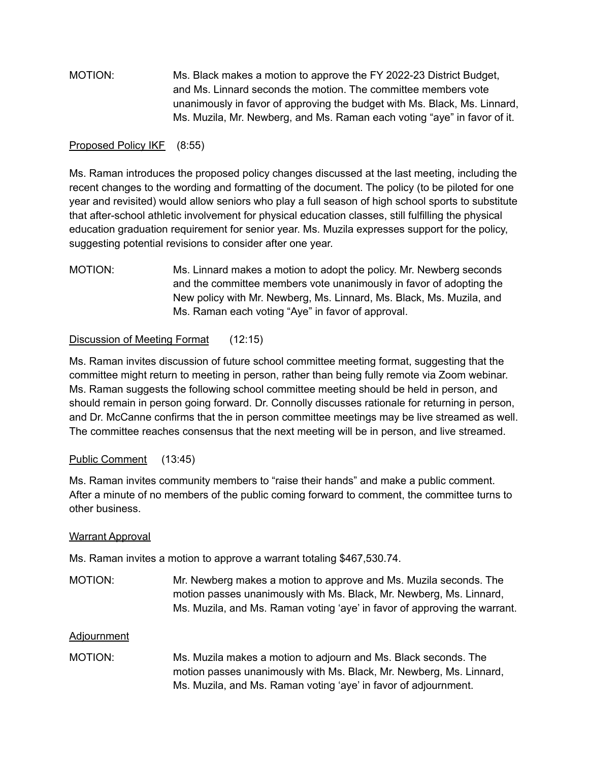MOTION: Ms. Black makes a motion to approve the FY 2022-23 District Budget, and Ms. Linnard seconds the motion. The committee members vote unanimously in favor of approving the budget with Ms. Black, Ms. Linnard, Ms. Muzila, Mr. Newberg, and Ms. Raman each voting "aye" in favor of it.

<u>Proposed Policy IKF</u> (8:55)

Ms. Raman introduces the proposed policy changes discussed at the last meeting, including the recent changes to the wording and formatting of the document. The policy (to be piloted for one year and revisited) would allow seniors who play a full season of high school sports to substitute that after-school athletic involvement for physical education classes, still fulfilling the physical education graduation requirement for senior year. Ms. Muzila expresses support for the policy, suggesting potential revisions to consider after one year.

MOTION: Ms. Linnard makes a motion to adopt the policy. Mr. Newberg seconds and the committee members vote unanimously in favor of adopting the New policy with Mr. Newberg, Ms. Linnard, Ms. Black, Ms. Muzila, and Ms. Raman each voting "Aye" in favor of approval.

<u>Discussion of Meeting Format</u> (12:15)

Ms. Raman invites discussion of future school committee meeting format, suggesting that the committee might return to meeting in person, rather than being fully remote via Zoom webinar. Ms. Raman suggests the following school committee meeting should be held in person, and should remain in person going forward. Dr. Connolly discusses rationale for returning in person, and Dr. McCanne confirms that the in person committee meetings may be live streamed as well. The committee reaches consensus that the next meeting will be in person, and live streamed.

<u>Public Comment</u> (13:45)

Ms. Raman invites community members to "raise their hands" and make a public comment. After a minute of no members of the public coming forward to comment, the committee turns to other business.

<u>Warrant Approval</u>

Ms. Raman invites a motion to approve a warrant totaling $467,530.74.

MOTION: Mr. Newberg makes a motion to approve and Ms. Muzila seconds. The motion passes unanimously with Ms. Black, Mr. Newberg, Ms. Linnard, Ms. Muzila, and Ms. Raman voting 'aye' in favor of approving the warrant.

<u>Adjournment</u>

MOTION: Ms. Muzila makes a motion to adjourn and Ms. Black seconds. The motion passes unanimously with Ms. Black, Mr. Newberg, Ms. Linnard, Ms. Muzila, and Ms. Raman voting 'aye' in favor of adjournment.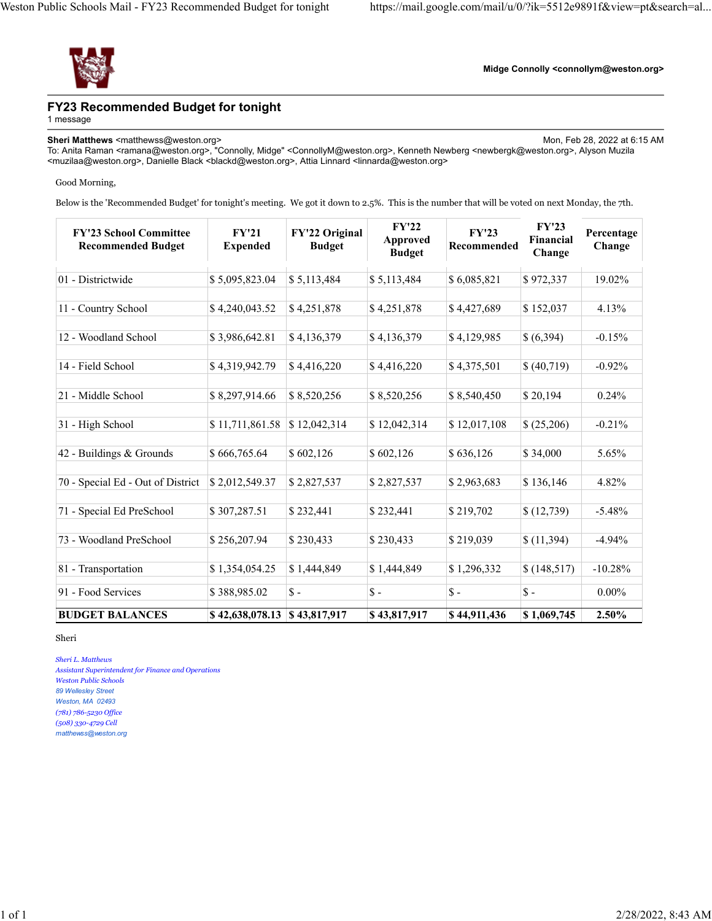Midge Connolly <connollym@weston.org>

## FY23 Recommended Budget for tonight

1 message

**Sheri Matthews** <matthewss@weston.org> Mon, Feb 28, 2022 at 6:15 AM
To: Anita Raman <ramana@weston.org>, "Connolly, Midge" <ConnollyM@weston.org>, Kenneth Newberg <newbergk@weston.org>, Alyson Muzila <muzilaa@weston.org>, Danielle Black <blackd@weston.org>, Attia Linnard <linnarda@weston.org>

Good Morning,

Below is the 'Recommended Budget' for tonight's meeting. We got it down to 2.5%. This is the number that will be voted on next Monday, the 7th.

| FY'23 School Committee Recommended Budget | FY'21 Expended | FY'22 Original Budget | FY'22 Approved Budget | FY'23 Recommended | FY'23 Financial Change | Percentage Change |
|---|---|---|---|---|---|---|
| 01 - Districtwide | $ 5,095,823.04 | $ 5,113,484 | $ 5,113,484 | $ 6,085,821 | $ 972,337 | 19.02% |
| 11 - Country School | $ 4,240,043.52 | $ 4,251,878 | $ 4,251,878 | $ 4,427,689 | $ 152,037 | 4.13% |
| 12 - Woodland School | $ 3,986,642.81 | $ 4,136,379 | $ 4,136,379 | $ 4,129,985 | $ (6,394) | -0.15% |
| 14 - Field School | $ 4,319,942.79 | $ 4,416,220 | $ 4,416,220 | $ 4,375,501 | $ (40,719) | -0.92% |
| 21 - Middle School | $ 8,297,914.66 | $ 8,520,256 | $ 8,520,256 | $ 8,540,450 | $ 20,194 | 0.24% |
| 31 - High School | $ 11,711,861.58 | $ 12,042,314 | $ 12,042,314 | $ 12,017,108 | $ (25,206) | -0.21% |
| 42 - Buildings & Grounds | $ 666,765.64 | $ 602,126 | $ 602,126 | $ 636,126 | $ 34,000 | 5.65% |
| 70 - Special Ed - Out of District | $ 2,012,549.37 | $ 2,827,537 | $ 2,827,537 | $ 2,963,683 | $ 136,146 | 4.82% |
| 71 - Special Ed PreSchool | $ 307,287.51 | $ 232,441 | $ 232,441 | $ 219,702 | $ (12,739) | -5.48% |
| 73 - Woodland PreSchool | $ 256,207.94 | $ 230,433 | $ 230,433 | $ 219,039 | $ (11,394) | -4.94% |
| 81 - Transportation | $ 1,354,054.25 | $ 1,444,849 | $ 1,444,849 | $ 1,296,332 | $ (148,517) | -10.28% |
| 91 - Food Services | $ 388,985.02 | $ - | $ - | $ - | $ - | 0.00% |
| **BUDGET BALANCES** | **$ 42,638,078.13** | **$ 43,817,917** | **$ 43,817,917** | **$ 44,911,436** | **$ 1,069,745** | **2.50%** |

Sheri

*Sheri L. Matthews*
*Assistant Superintendent for Finance and Operations*
*Weston Public Schools*
*89 Wellesley Street*
*Weston, MA 02493*
*(781) 786-5230 Office*
*(508) 330-4729 Cell*
*matthewss@weston.org*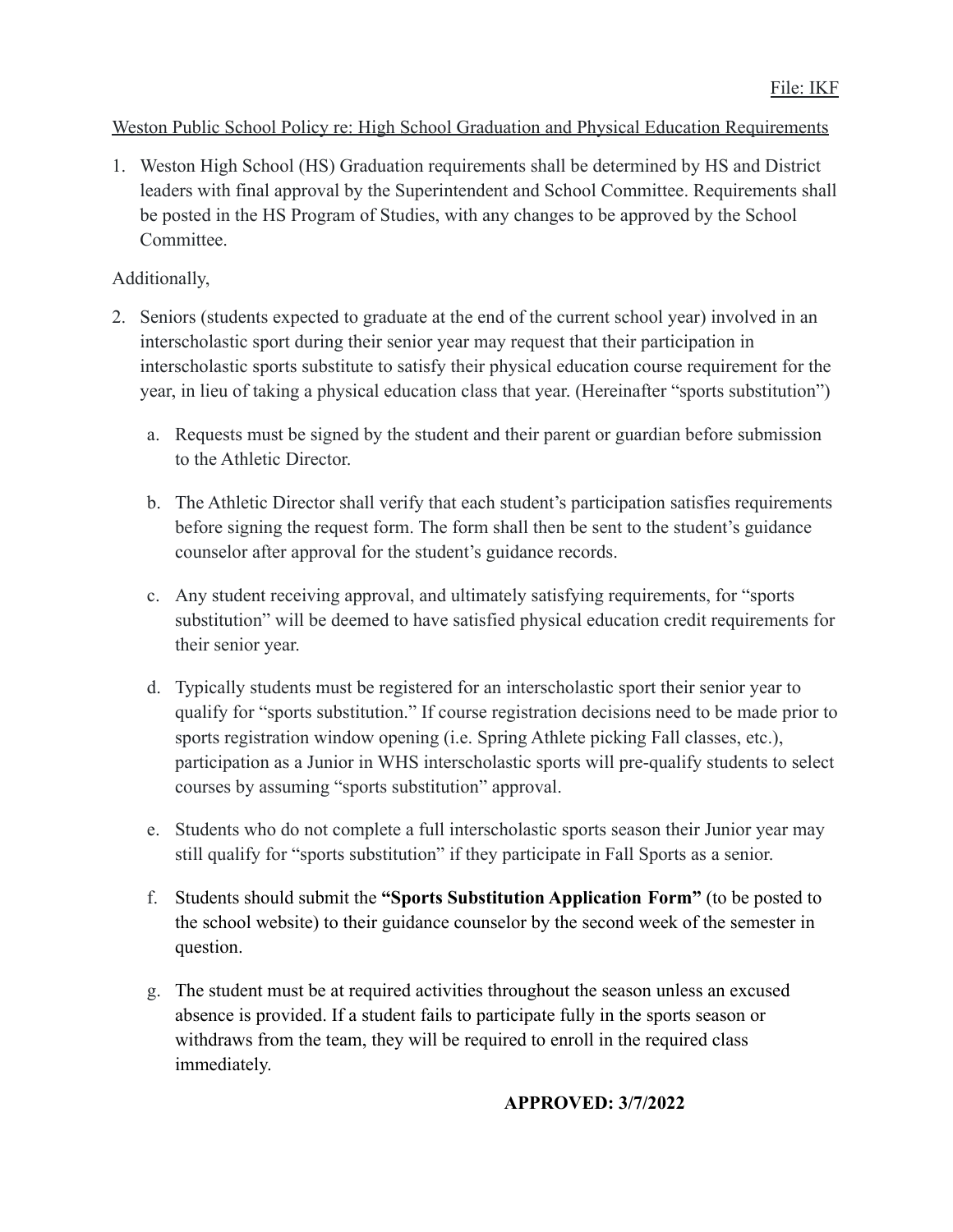File: IKF

Weston Public School Policy re: High School Graduation and Physical Education Requirements

1. Weston High School (HS) Graduation requirements shall be determined by HS and District leaders with final approval by the Superintendent and School Committee. Requirements shall be posted in the HS Program of Studies, with any changes to be approved by the School Committee.

Additionally,

2. Seniors (students expected to graduate at the end of the current school year) involved in an interscholastic sport during their senior year may request that their participation in interscholastic sports substitute to satisfy their physical education course requirement for the year, in lieu of taking a physical education class that year. (Hereinafter "sports substitution")

   a. Requests must be signed by the student and their parent or guardian before submission to the Athletic Director.

   b. The Athletic Director shall verify that each student's participation satisfies requirements before signing the request form. The form shall then be sent to the student's guidance counselor after approval for the student's guidance records.

   c. Any student receiving approval, and ultimately satisfying requirements, for "sports substitution" will be deemed to have satisfied physical education credit requirements for their senior year.

   d. Typically students must be registered for an interscholastic sport their senior year to qualify for "sports substitution." If course registration decisions need to be made prior to sports registration window opening (i.e. Spring Athlete picking Fall classes, etc.), participation as a Junior in WHS interscholastic sports will pre-qualify students to select courses by assuming "sports substitution" approval.

   e. Students who do not complete a full interscholastic sports season their Junior year may still qualify for "sports substitution" if they participate in Fall Sports as a senior.

   f. Students should submit the **"Sports Substitution Application Form"** (to be posted to the school website) to their guidance counselor by the second week of the semester in question.

   g. The student must be at required activities throughout the season unless an excused absence is provided. If a student fails to participate fully in the sports season or withdraws from the team, they will be required to enroll in the required class immediately.

**APPROVED: 3/7/2022**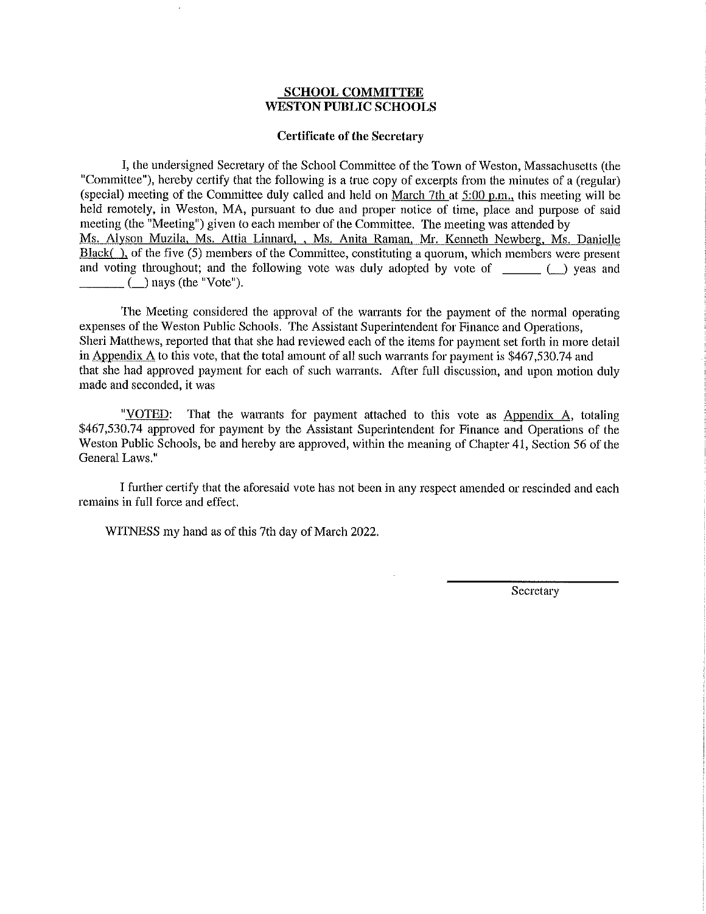**SCHOOL COMMITTEE**
**WESTON PUBLIC SCHOOLS**

**Certificate of the Secretary**

I, the undersigned Secretary of the School Committee of the Town of Weston, Massachusetts (the "Committee"), hereby certify that the following is a true copy of excerpts from the minutes of a (regular) (special) meeting of the Committee duly called and held on March 7th at 5:00 p.m., this meeting will be held remotely, in Weston, MA, pursuant to due and proper notice of time, place and purpose of said meeting (the "Meeting") given to each member of the Committee. The meeting was attended by Ms. Alyson Muzila, Ms. Attia Linnard, , Ms. Anita Raman, Mr. Kenneth Newberg, Ms. Danielle Black( ), of the five (5) members of the Committee, constituting a quorum, which members were present and voting throughout; and the following vote was duly adopted by vote of ______ (__) yeas and ______ (__) nays (the "Vote").

The Meeting considered the approval of the warrants for the payment of the normal operating expenses of the Weston Public Schools. The Assistant Superintendent for Finance and Operations, Sheri Matthews, reported that that she had reviewed each of the items for payment set forth in more detail in Appendix A to this vote, that the total amount of all such warrants for payment is $467,530.74 and that she had approved payment for each of such warrants. After full discussion, and upon motion duly made and seconded, it was

"VOTED: That the warrants for payment attached to this vote as Appendix A, totaling $467,530.74 approved for payment by the Assistant Superintendent for Finance and Operations of the Weston Public Schools, be and hereby are approved, within the meaning of Chapter 41, Section 56 of the General Laws."

I further certify that the aforesaid vote has not been in any respect amended or rescinded and each remains in full force and effect.

WITNESS my hand as of this 7th day of March 2022.

______________________
Secretary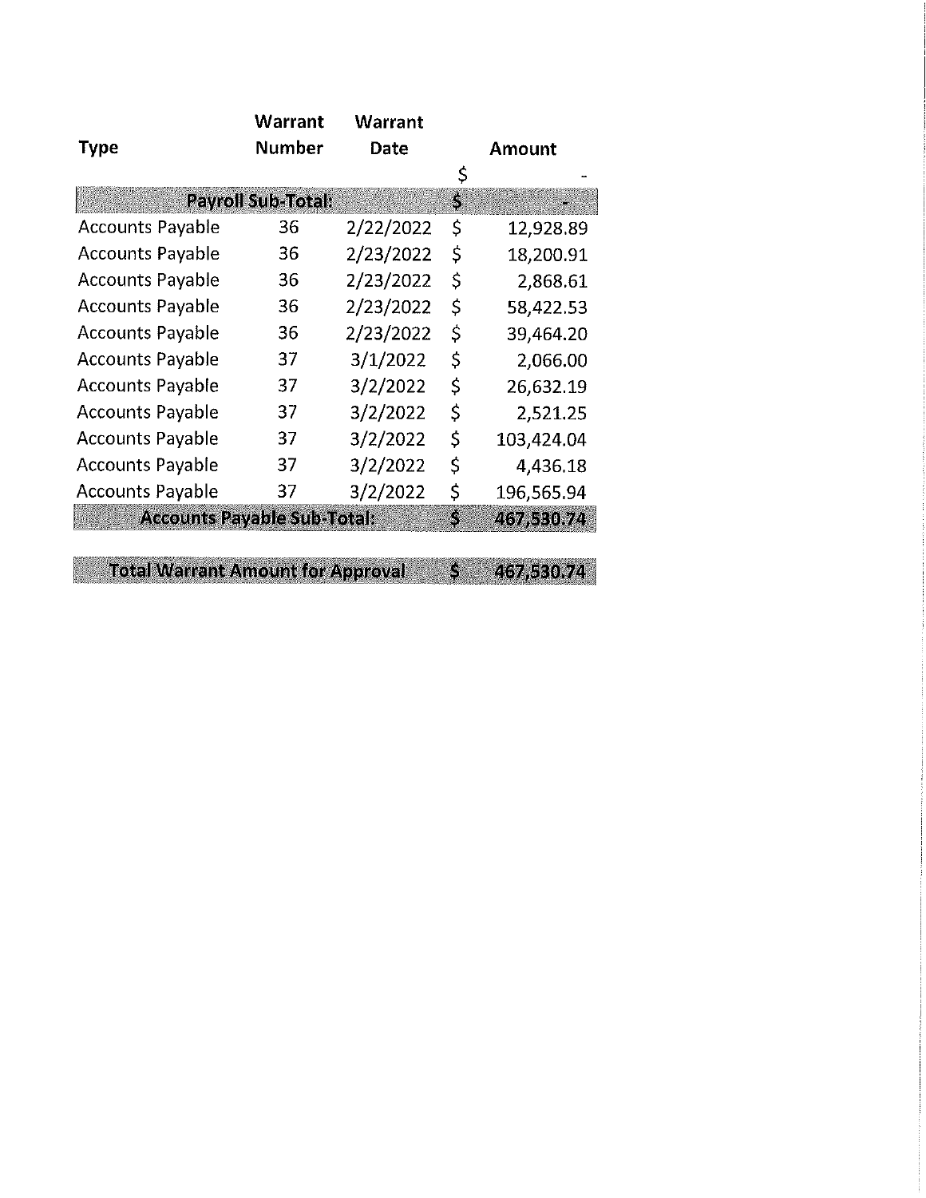| Type | Warrant Number | Warrant Date | | Amount |
|---|---|---|---|---|
| | | | $ | - |
| **Payroll Sub-Total:** | | | **$** | **-** |
| Accounts Payable | 36 | 2/22/2022 | $ | 12,928.89 |
| Accounts Payable | 36 | 2/23/2022 | $ | 18,200.91 |
| Accounts Payable | 36 | 2/23/2022 | $ | 2,868.61 |
| Accounts Payable | 36 | 2/23/2022 | $ | 58,422.53 |
| Accounts Payable | 36 | 2/23/2022 | $ | 39,464.20 |
| Accounts Payable | 37 | 3/1/2022 | $ | 2,066.00 |
| Accounts Payable | 37 | 3/2/2022 | $ | 26,632.19 |
| Accounts Payable | 37 | 3/2/2022 | $ | 2,521.25 |
| Accounts Payable | 37 | 3/2/2022 | $ | 103,424.04 |
| Accounts Payable | 37 | 3/2/2022 | $ | 4,436.18 |
| Accounts Payable | 37 | 3/2/2022 | $ | 196,565.94 |
| **Accounts Payable Sub-Total:** | | | **$** | **467,530.74** |
| | | | | |
| **Total Warrant Amount for Approval** | | | **$** | **467,530.74** |